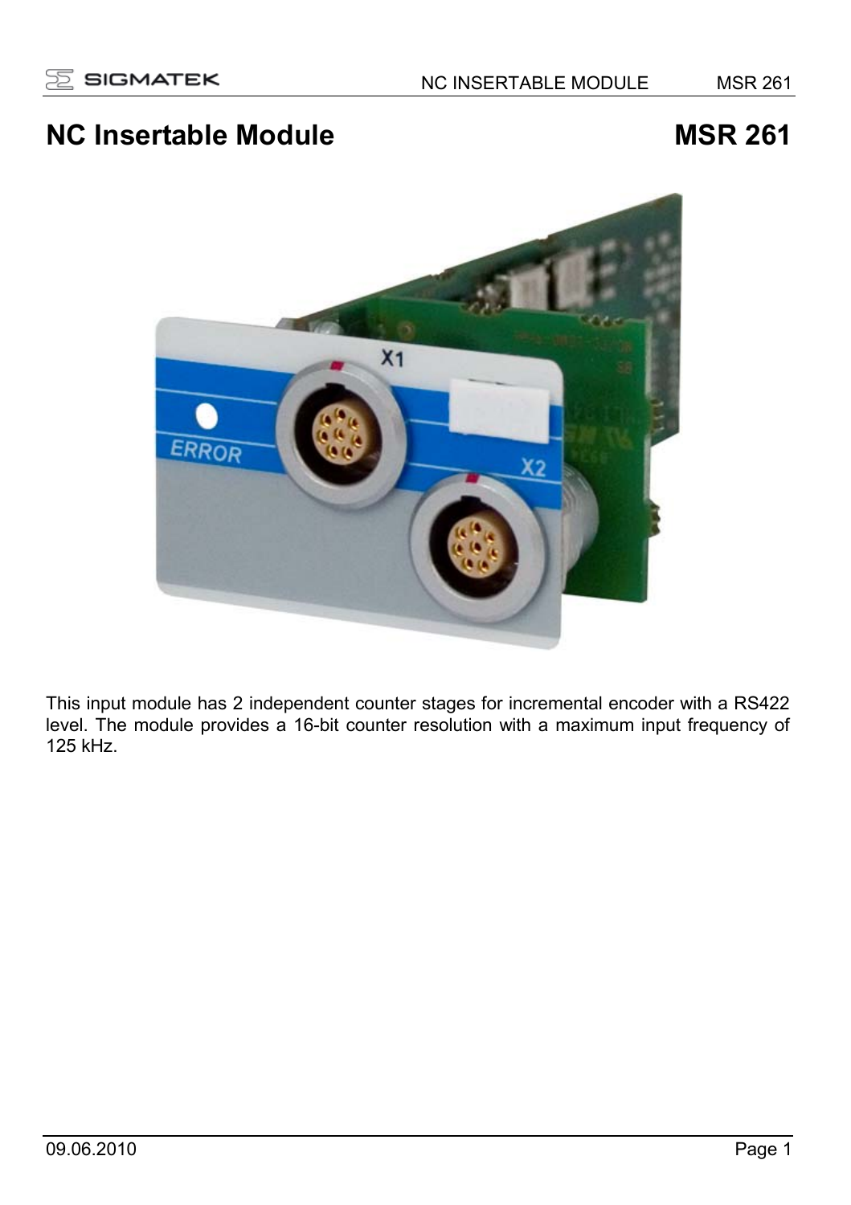# NC Insertable Module MSR 261

This input module has 2 independent counter stages for incremental encoder with a RS422 level. The module provides a 16-bit counter resolution with a maximum input frequency of 125 kHz.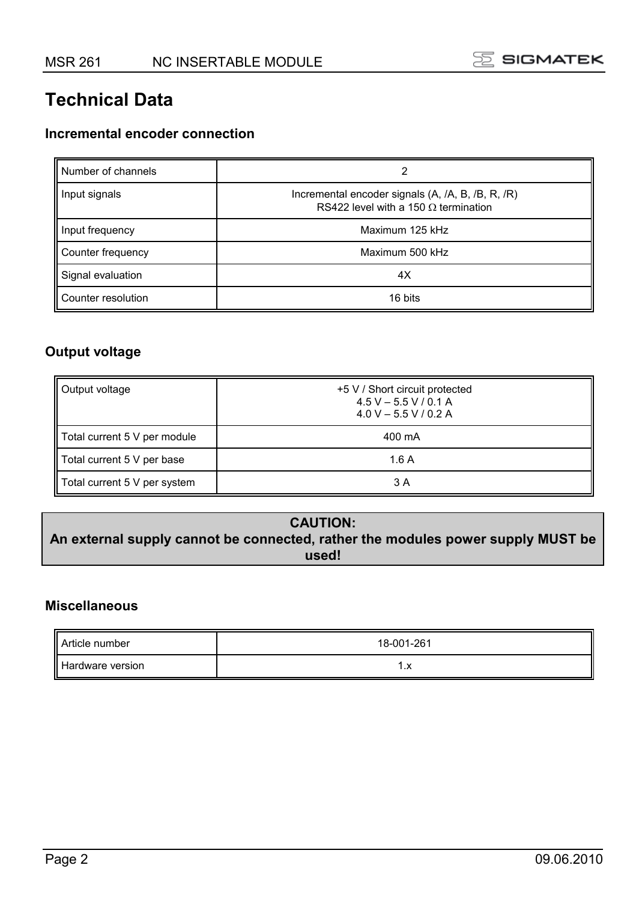# Technical Data

## Incremental encoder connection

| | |
|---|---|
| Number of channels | 2 |
| Input signals | Incremental encoder signals (A, /A, B, /B, R, /R)<br>RS422 level with a 150 Ω termination |
| Input frequency | Maximum 125 kHz |
| Counter frequency | Maximum 500 kHz |
| Signal evaluation | 4X |
| Counter resolution | 16 bits |

## Output voltage

| | |
|---|---|
| Output voltage | +5 V / Short circuit protected<br>4.5 V – 5.5 V / 0.1 A<br>4.0 V – 5.5 V / 0.2 A |
| Total current 5 V per module | 400 mA |
| Total current 5 V per base | 1.6 A |
| Total current 5 V per system | 3 A |

**CAUTION:**
**An external supply cannot be connected, rather the modules power supply MUST be used!**

## Miscellaneous

| | |
|---|---|
| Article number | 18-001-261 |
| Hardware version | 1.x |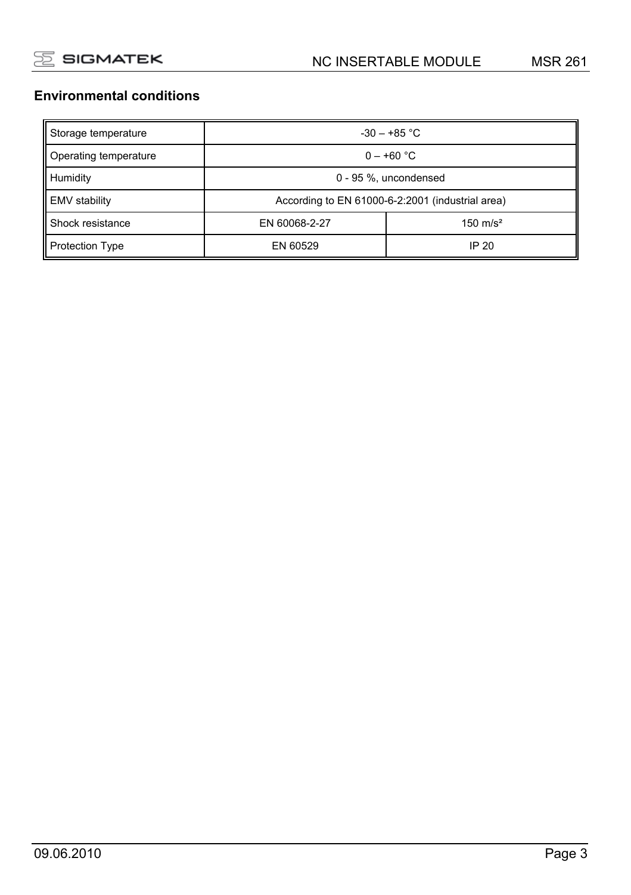## Environmental conditions

| | | |
|---|---|---|
| Storage temperature | -30 – +85 °C | |
| Operating temperature | 0 – +60 °C | |
| Humidity | 0 - 95 %, uncondensed | |
| EMV stability | According to EN 61000-6-2:2001 (industrial area) | |
| Shock resistance | EN 60068-2-27 | 150 $m/s^2$ |
| Protection Type | EN 60529 | IP 20 |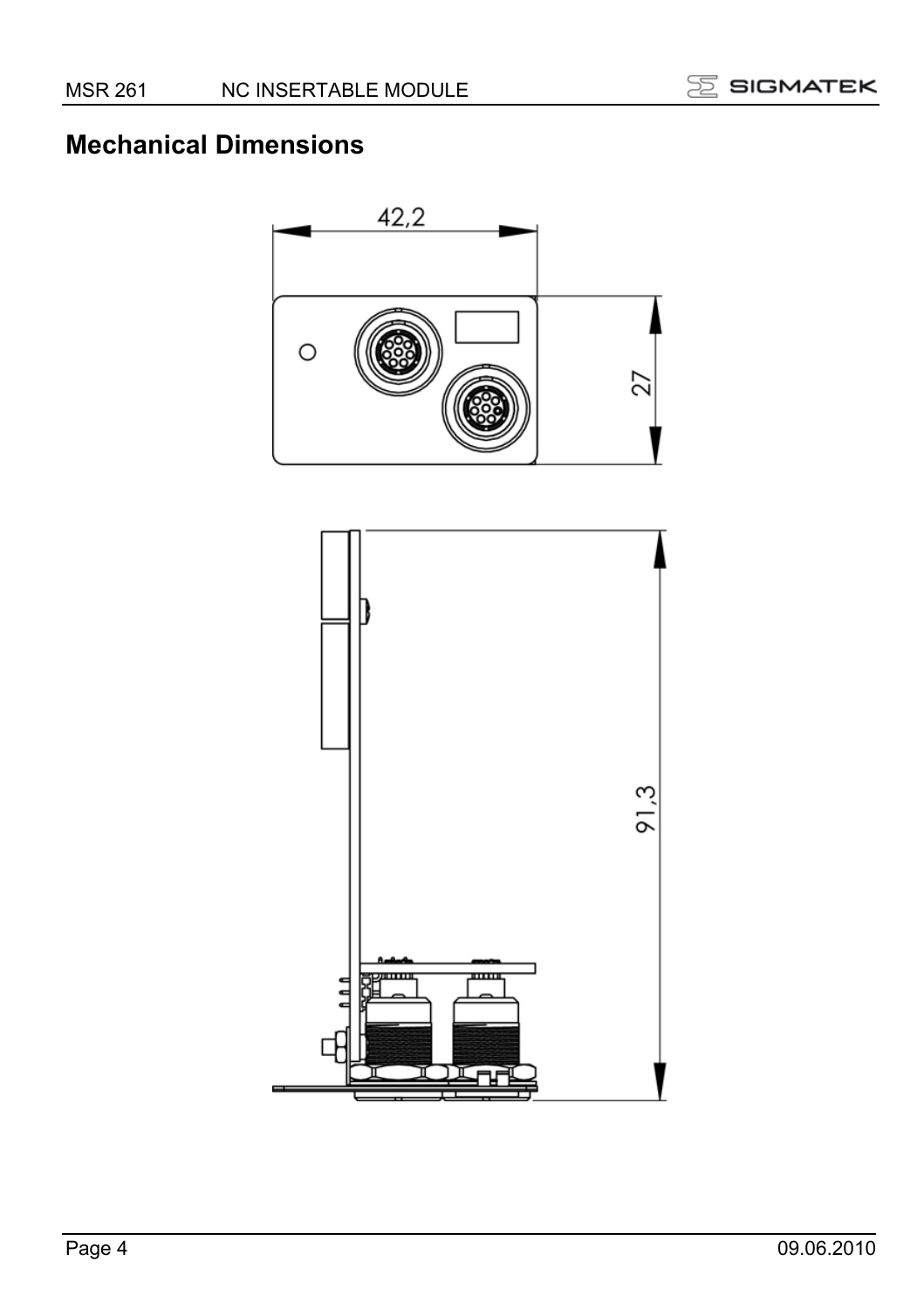## Mechanical Dimensions

42,2

27

91,3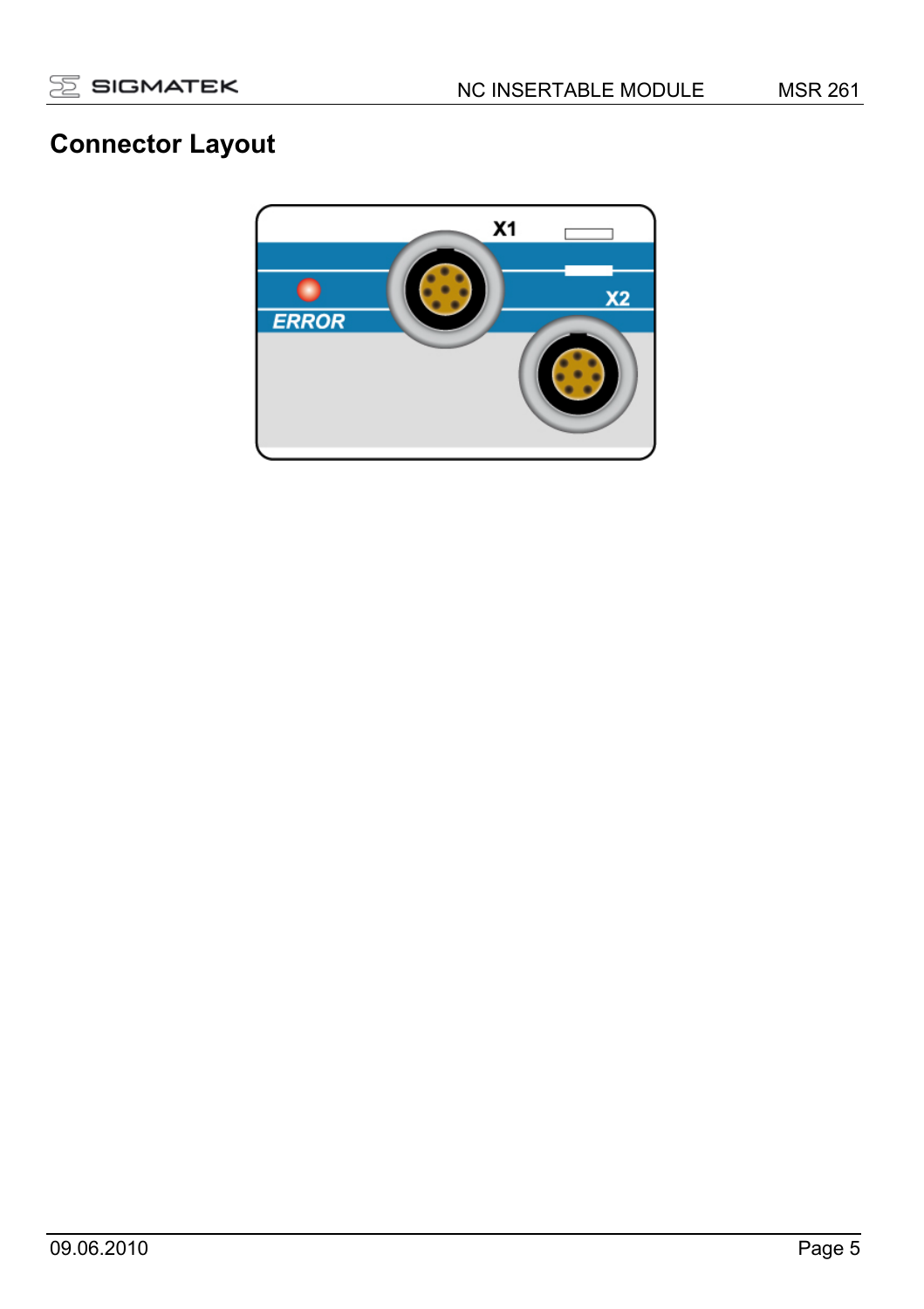## Connector Layout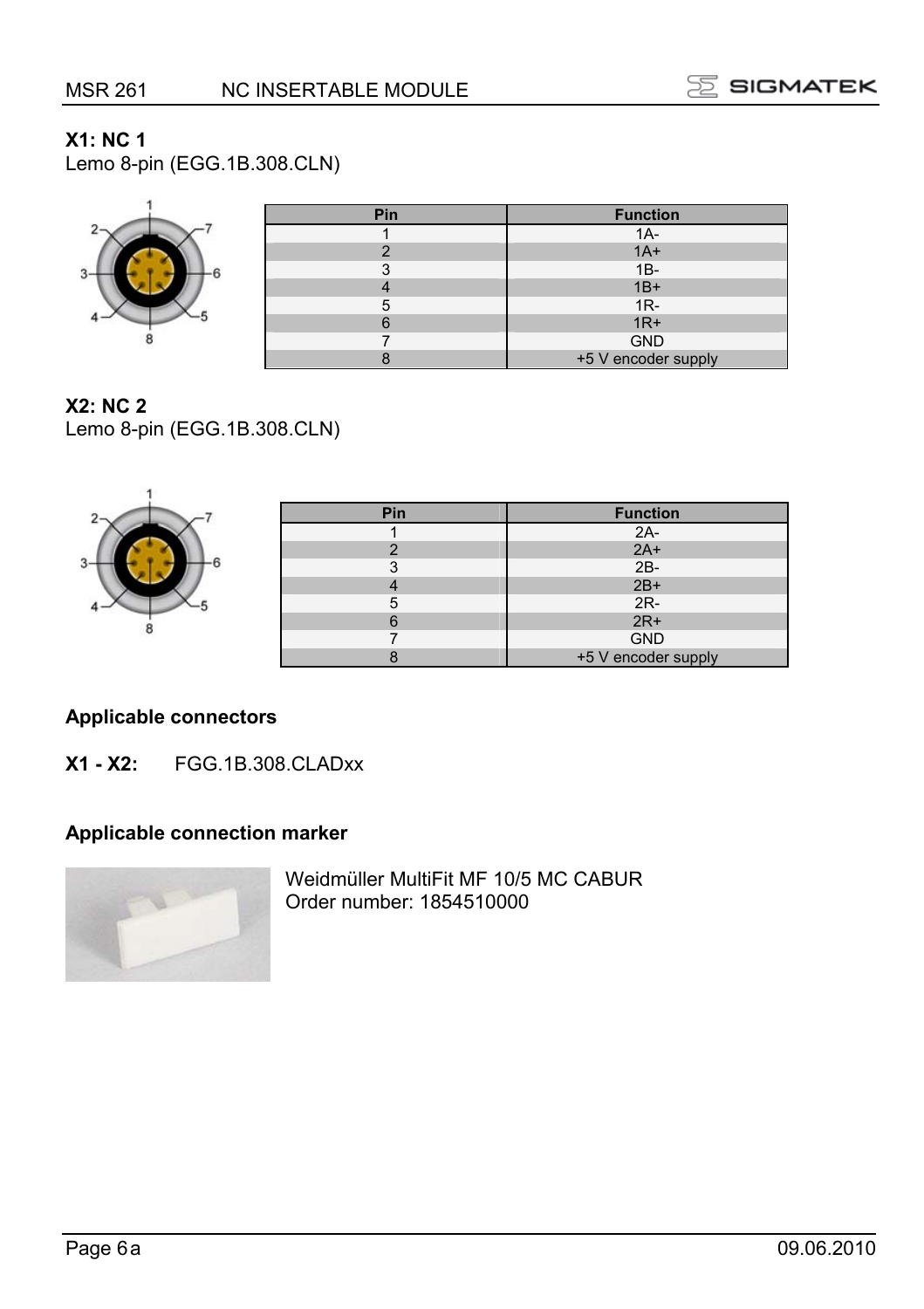## X1: NC 1

Lemo 8-pin (EGG.1B.308.CLN)

| Pin | Function |
|---|---|
| 1 | 1A- |
| 2 | 1A+ |
| 3 | 1B- |
| 4 | 1B+ |
| 5 | 1R- |
| 6 | 1R+ |
| 7 | GND |
| 8 | +5 V encoder supply |

## X2: NC 2

Lemo 8-pin (EGG.1B.308.CLN)

| Pin | Function |
|---|---|
| 1 | 2A- |
| 2 | 2A+ |
| 3 | 2B- |
| 4 | 2B+ |
| 5 | 2R- |
| 6 | 2R+ |
| 7 | GND |
| 8 | +5 V encoder supply |

### Applicable connectors

**X1 - X2:** FGG.1B.308.CLADxx

### Applicable connection marker

Weidmüller MultiFit MF 10/5 MC CABUR
Order number: 1854510000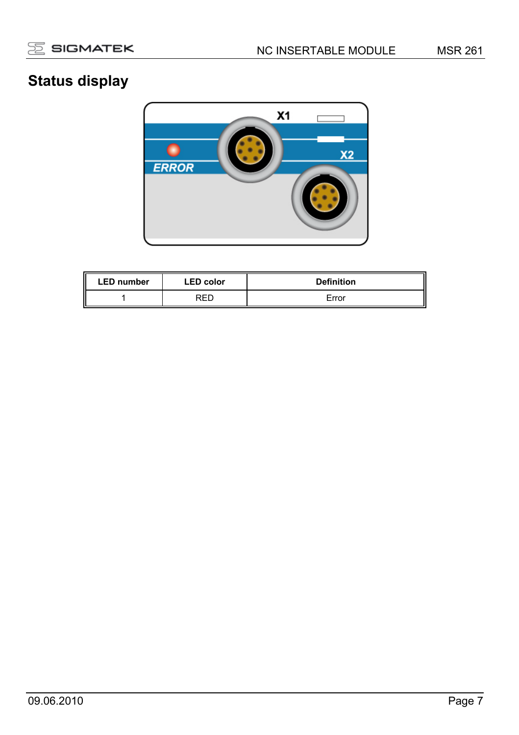# Status display

| LED number | LED color | Definition |
|---|---|---|
| 1 | RED | Error |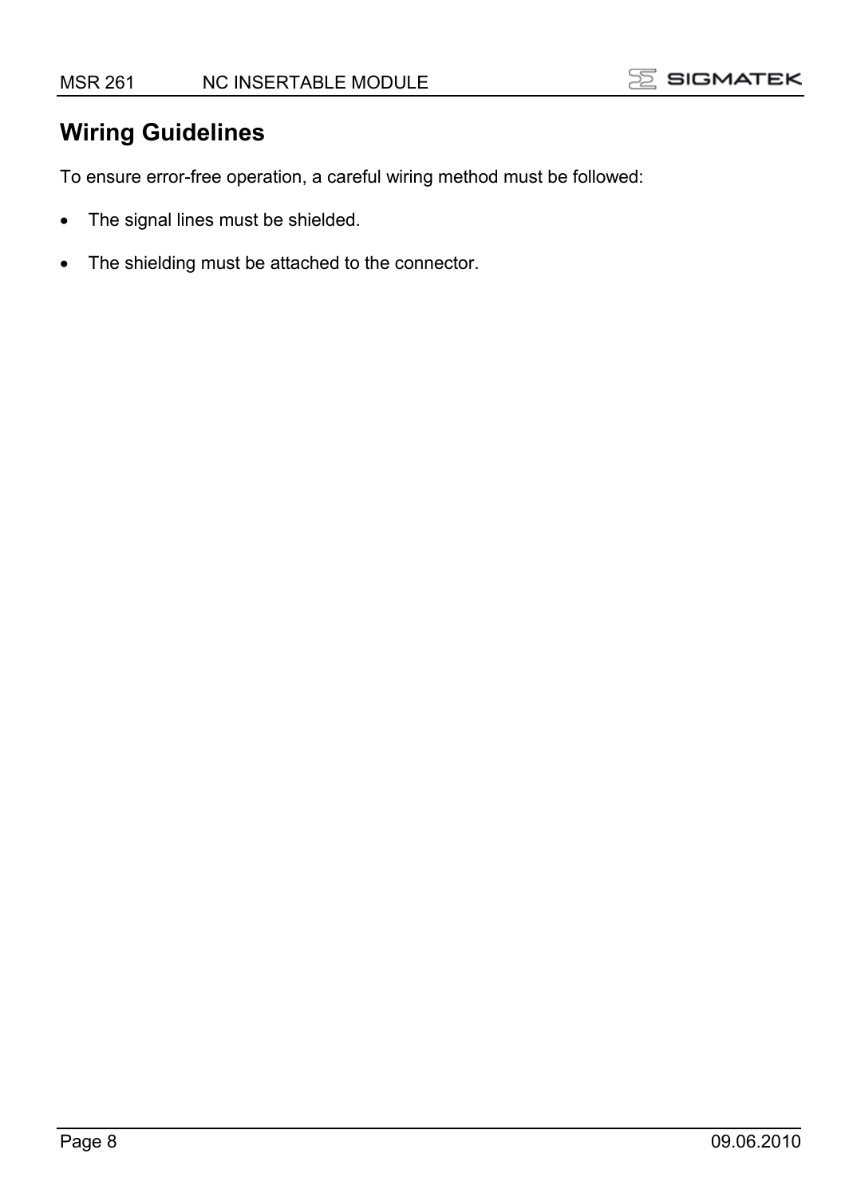## Wiring Guidelines

To ensure error-free operation, a careful wiring method must be followed:

- The signal lines must be shielded.
- The shielding must be attached to the connector.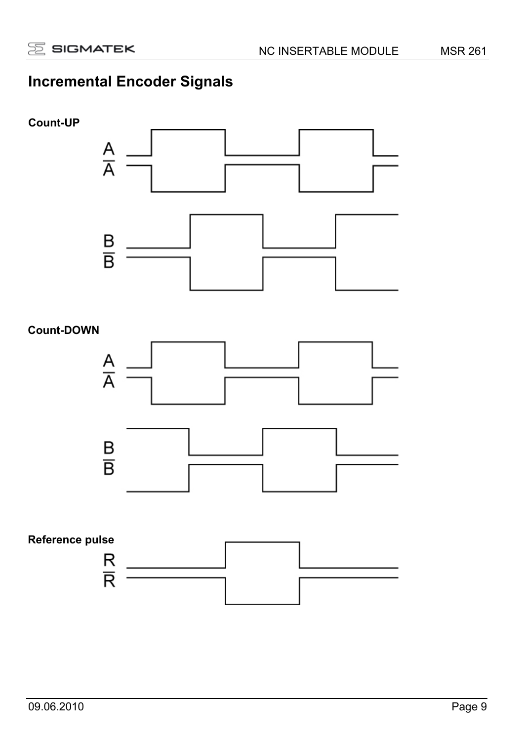# Incremental Encoder Signals

**Count-UP**

A
$\overline{A}$

B
$\overline{B}$

**Count-DOWN**

A
$\overline{A}$

B
$\overline{B}$

**Reference pulse**

R
$\overline{R}$